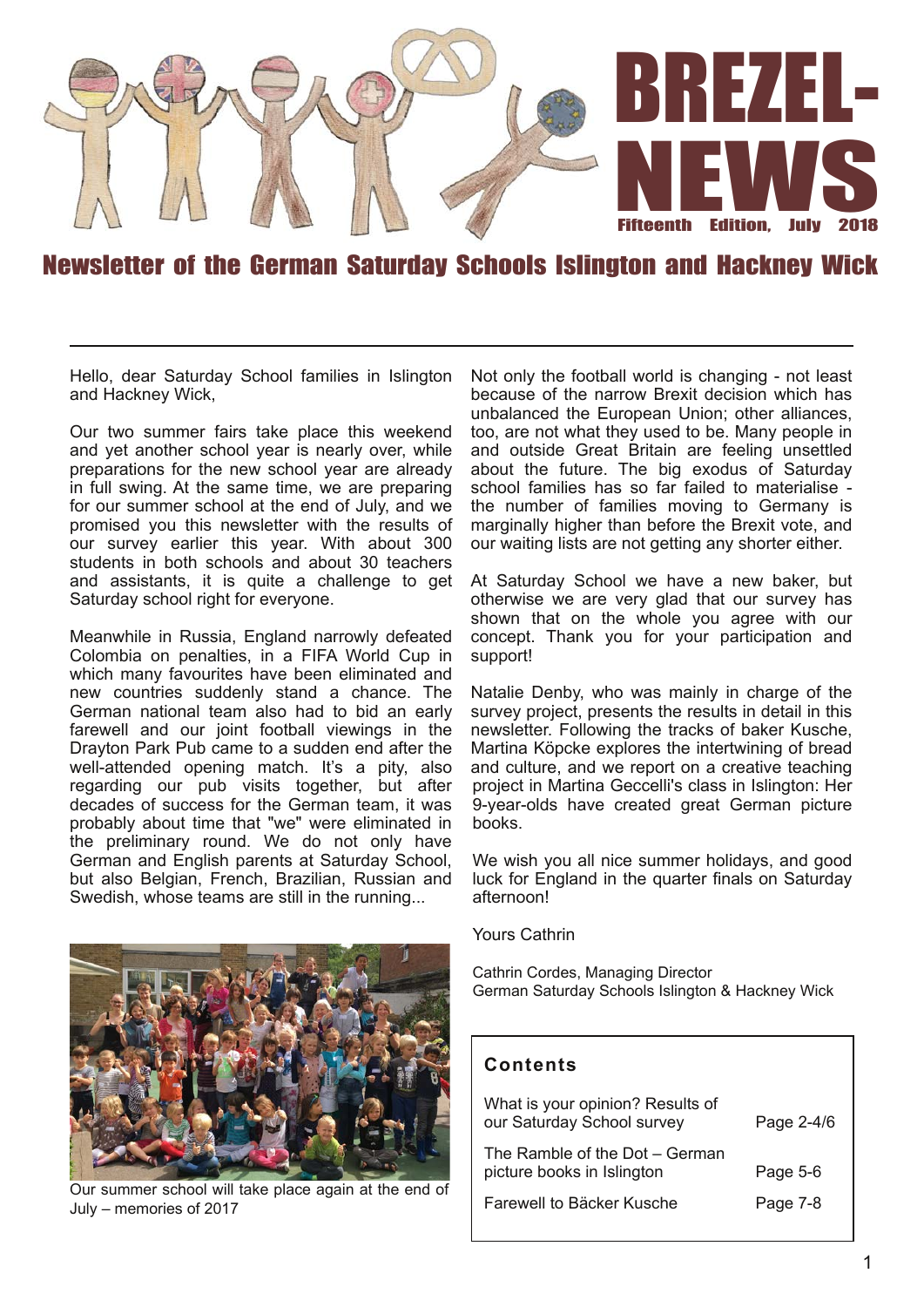# BREZEL-NEWS

Fifteenth Edition, July 2018

## Newsletter of the German Saturday Schools Islington and Hackney Wick

Hello, dear Saturday School families in Islington and Hackney Wick,

Our two summer fairs take place this weekend and yet another school year is nearly over, while preparations for the new school year are already in full swing. At the same time, we are preparing for our summer school at the end of July, and we promised you this newsletter with the results of our survey earlier this year. With about 300 students in both schools and about 30 teachers and assistants, it is quite a challenge to get Saturday school right for everyone.

Meanwhile in Russia, England narrowly defeated Colombia on penalties, in a FIFA World Cup in which many favourites have been eliminated and new countries suddenly stand a chance. The German national team also had to bid an early farewell and our joint football viewings in the Drayton Park Pub came to a sudden end after the well-attended opening match. It's a pity, also regarding our pub visits together, but after decades of success for the German team, it was probably about time that "we" were eliminated in the preliminary round. We do not only have German and English parents at Saturday School, but also Belgian, French, Brazilian, Russian and Swedish, whose teams are still in the running...

Our summer school will take place again at the end of July – memories of 2017

Not only the football world is changing - not least because of the narrow Brexit decision which has unbalanced the European Union; other alliances, too, are not what they used to be. Many people in and outside Great Britain are feeling unsettled about the future. The big exodus of Saturday school families has so far failed to materialise - the number of families moving to Germany is marginally higher than before the Brexit vote, and our waiting lists are not getting any shorter either.

At Saturday School we have a new baker, but otherwise we are very glad that our survey has shown that on the whole you agree with our concept. Thank you for your participation and support!

Natalie Denby, who was mainly in charge of the survey project, presents the results in detail in this newsletter. Following the tracks of baker Kusche, Martina Köpcke explores the intertwining of bread and culture, and we report on a creative teaching project in Martina Geccelli's class in Islington: Her 9-year-olds have created great German picture books.

We wish you all nice summer holidays, and good luck for England in the quarter finals on Saturday afternoon!

Yours Cathrin

Cathrin Cordes, Managing Director
German Saturday Schools Islington & Hackney Wick

### Contents

| | |
|---|---|
| What is your opinion? Results of our Saturday School survey | Page 2-4/6 |
| The Ramble of the Dot – German picture books in Islington | Page 5-6 |
| Farewell to Bäcker Kusche | Page 7-8 |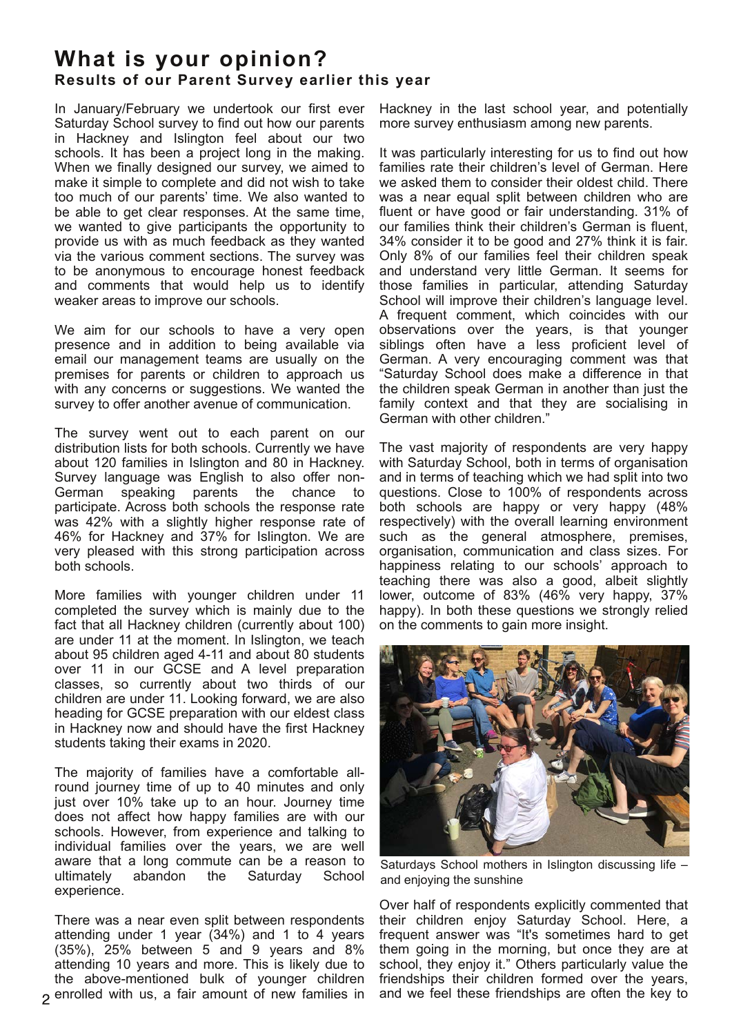# What is your opinion?

## Results of our Parent Survey earlier this year

In January/February we undertook our first ever Saturday School survey to find out how our parents in Hackney and Islington feel about our two schools. It has been a project long in the making. When we finally designed our survey, we aimed to make it simple to complete and did not wish to take too much of our parents' time. We also wanted to be able to get clear responses. At the same time, we wanted to give participants the opportunity to provide us with as much feedback as they wanted via the various comment sections. The survey was to be anonymous to encourage honest feedback and comments that would help us to identify weaker areas to improve our schools.

We aim for our schools to have a very open presence and in addition to being available via email our management teams are usually on the premises for parents or children to approach us with any concerns or suggestions. We wanted the survey to offer another avenue of communication.

The survey went out to each parent on our distribution lists for both schools. Currently we have about 120 families in Islington and 80 in Hackney. Survey language was English to also offer non-German speaking parents the chance to participate. Across both schools the response rate was 42% with a slightly higher response rate of 46% for Hackney and 37% for Islington. We are very pleased with this strong participation across both schools.

More families with younger children under 11 completed the survey which is mainly due to the fact that all Hackney children (currently about 100) are under 11 at the moment. In Islington, we teach about 95 children aged 4-11 and about 80 students over 11 in our GCSE and A level preparation classes, so currently about two thirds of our children are under 11. Looking forward, we are also heading for GCSE preparation with our eldest class in Hackney now and should have the first Hackney students taking their exams in 2020.

The majority of families have a comfortable all-round journey time of up to 40 minutes and only just over 10% take up to an hour. Journey time does not affect how happy families are with our schools. However, from experience and talking to individual families over the years, we are well aware that a long commute can be a reason to ultimately abandon the Saturday School experience.

There was a near even split between respondents attending under 1 year (34%) and 1 to 4 years (35%), 25% between 5 and 9 years and 8% attending 10 years and more. This is likely due to the above-mentioned bulk of younger children enrolled with us, a fair amount of new families in Hackney in the last school year, and potentially more survey enthusiasm among new parents.

It was particularly interesting for us to find out how families rate their children's level of German. Here we asked them to consider their oldest child. There was a near equal split between children who are fluent or have good or fair understanding. 31% of our families think their children's German is fluent, 34% consider it to be good and 27% think it is fair. Only 8% of our families feel their children speak and understand very little German. It seems for those families in particular, attending Saturday School will improve their children's language level. A frequent comment, which coincides with our observations over the years, is that younger siblings often have a less proficient level of German. A very encouraging comment was that "Saturday School does make a difference in that the children speak German in another than just the family context and that they are socialising in German with other children."

The vast majority of respondents are very happy with Saturday School, both in terms of organisation and in terms of teaching which we had split into two questions. Close to 100% of respondents across both schools are happy or very happy (48% respectively) with the overall learning environment such as the general atmosphere, premises, organisation, communication and class sizes. For happiness relating to our schools' approach to teaching there was also a good, albeit slightly lower, outcome of 83% (46% very happy, 37% happy). In both these questions we strongly relied on the comments to gain more insight.

Saturdays School mothers in Islington discussing life – and enjoying the sunshine

Over half of respondents explicitly commented that their children enjoy Saturday School. Here, a frequent answer was "It's sometimes hard to get them going in the morning, but once they are at school, they enjoy it." Others particularly value the friendships their children formed over the years, and we feel these friendships are often the key to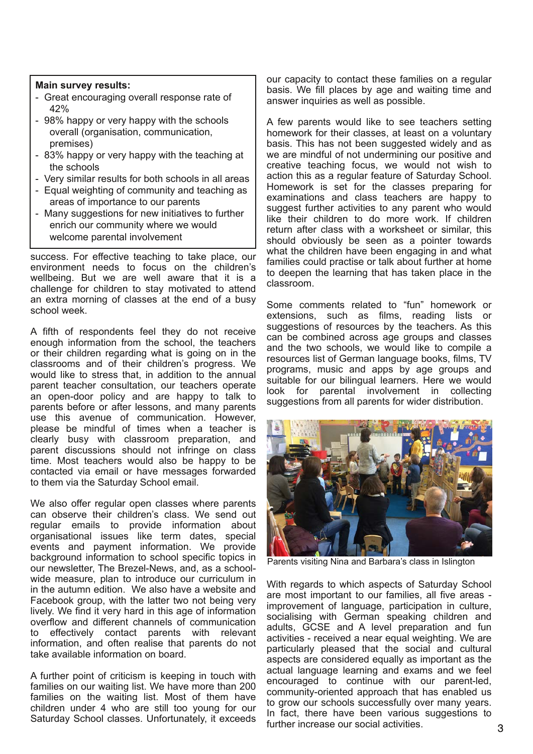**Main survey results:**

- Great encouraging overall response rate of 42%
- 98% happy or very happy with the schools overall (organisation, communication, premises)
- 83% happy or very happy with the teaching at the schools
- Very similar results for both schools in all areas
- Equal weighting of community and teaching as areas of importance to our parents
- Many suggestions for new initiatives to further enrich our community where we would welcome parental involvement

success. For effective teaching to take place, our environment needs to focus on the children's wellbeing. But we are well aware that it is a challenge for children to stay motivated to attend an extra morning of classes at the end of a busy school week.

A fifth of respondents feel they do not receive enough information from the school, the teachers or their children regarding what is going on in the classrooms and of their children's progress. We would like to stress that, in addition to the annual parent teacher consultation, our teachers operate an open-door policy and are happy to talk to parents before or after lessons, and many parents use this avenue of communication. However, please be mindful of times when a teacher is clearly busy with classroom preparation, and parent discussions should not infringe on class time. Most teachers would also be happy to be contacted via email or have messages forwarded to them via the Saturday School email.

We also offer regular open classes where parents can observe their children's class. We send out regular emails to provide information about organisational issues like term dates, special events and payment information. We provide background information to school specific topics in our newsletter, The Brezel-News, and, as a school-wide measure, plan to introduce our curriculum in in the autumn edition. We also have a website and Facebook group, with the latter two not being very lively. We find it very hard in this age of information overflow and different channels of communication to effectively contact parents with relevant information, and often realise that parents do not take available information on board.

A further point of criticism is keeping in touch with families on our waiting list. We have more than 200 families on the waiting list. Most of them have children under 4 who are still too young for our Saturday School classes. Unfortunately, it exceeds our capacity to contact these families on a regular basis. We fill places by age and waiting time and answer inquiries as well as possible.

A few parents would like to see teachers setting homework for their classes, at least on a voluntary basis. This has not been suggested widely and as we are mindful of not undermining our positive and creative teaching focus, we would not wish to action this as a regular feature of Saturday School. Homework is set for the classes preparing for examinations and class teachers are happy to suggest further activities to any parent who would like their children to do more work. If children return after class with a worksheet or similar, this should obviously be seen as a pointer towards what the children have been engaging in and what families could practise or talk about further at home to deepen the learning that has taken place in the classroom.

Some comments related to "fun" homework or extensions, such as films, reading lists or suggestions of resources by the teachers. As this can be combined across age groups and classes and the two schools, we would like to compile a resources list of German language books, films, TV programs, music and apps by age groups and suitable for our bilingual learners. Here we would look for parental involvement in collecting suggestions from all parents for wider distribution.

Parents visiting Nina and Barbara's class in Islington

With regards to which aspects of Saturday School are most important to our families, all five areas - improvement of language, participation in culture, socialising with German speaking children and adults, GCSE and A level preparation and fun activities - received a near equal weighting. We are particularly pleased that the social and cultural aspects are considered equally as important as the actual language learning and exams and we feel encouraged to continue with our parent-led, community-oriented approach that has enabled us to grow our schools successfully over many years. In fact, there have been various suggestions to further increase our social activities.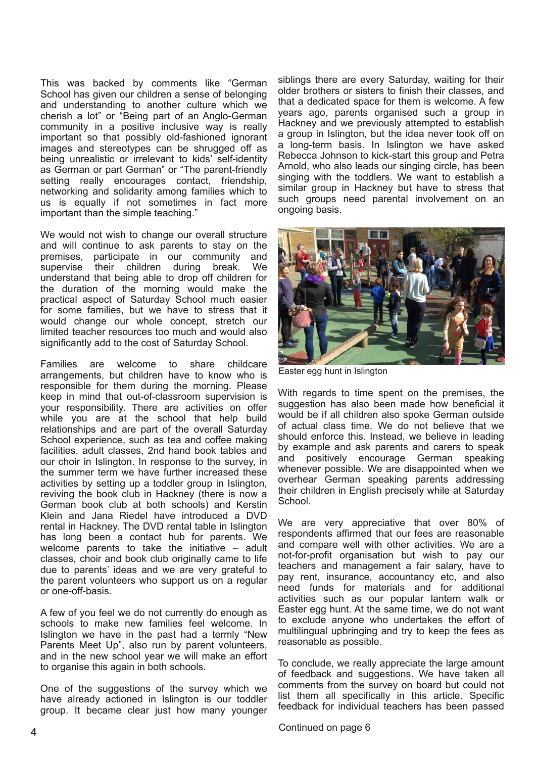This was backed by comments like "German School has given our children a sense of belonging and understanding to another culture which we cherish a lot" or "Being part of an Anglo-German community in a positive inclusive way is really important so that possibly old-fashioned ignorant images and stereotypes can be shrugged off as being unrealistic or irrelevant to kids' self-identity as German or part German" or "The parent-friendly setting really encourages contact, friendship, networking and solidarity among families which to us is equally if not sometimes in fact more important than the simple teaching."

We would not wish to change our overall structure and will continue to ask parents to stay on the premises, participate in our community and supervise their children during break. We understand that being able to drop off children for the duration of the morning would make the practical aspect of Saturday School much easier for some families, but we have to stress that it would change our whole concept, stretch our limited teacher resources too much and would also significantly add to the cost of Saturday School.

Families are welcome to share childcare arrangements, but children have to know who is responsible for them during the morning. Please keep in mind that out-of-classroom supervision is your responsibility. There are activities on offer while you are at the school that help build relationships and are part of the overall Saturday School experience, such as tea and coffee making facilities, adult classes, 2nd hand book tables and our choir in Islington. In response to the survey, in the summer term we have further increased these activities by setting up a toddler group in Islington, reviving the book club in Hackney (there is now a German book club at both schools) and Kerstin Klein and Jana Riedel have introduced a DVD rental in Hackney. The DVD rental table in Islington has long been a contact hub for parents. We welcome parents to take the initiative – adult classes, choir and book club originally came to life due to parents' ideas and we are very grateful to the parent volunteers who support us on a regular or one-off-basis.

A few of you feel we do not currently do enough as schools to make new families feel welcome. In Islington we have in the past had a termly "New Parents Meet Up", also run by parent volunteers, and in the new school year we will make an effort to organise this again in both schools.

One of the suggestions of the survey which we have already actioned in Islington is our toddler group. It became clear just how many younger siblings there are every Saturday, waiting for their older brothers or sisters to finish their classes, and that a dedicated space for them is welcome. A few years ago, parents organised such a group in Hackney and we previously attempted to establish a group in Islington, but the idea never took off on a long-term basis. In Islington we have asked Rebecca Johnson to kick-start this group and Petra Arnold, who also leads our singing circle, has been singing with the toddlers. We want to establish a similar group in Hackney but have to stress that such groups need parental involvement on an ongoing basis.

Easter egg hunt in Islington

With regards to time spent on the premises, the suggestion has also been made how beneficial it would be if all children also spoke German outside of actual class time. We do not believe that we should enforce this. Instead, we believe in leading by example and ask parents and carers to speak and positively encourage German speaking whenever possible. We are disappointed when we overhear German speaking parents addressing their children in English precisely while at Saturday School.

We are very appreciative that over 80% of respondents affirmed that our fees are reasonable and compare well with other activities. We are a not-for-profit organisation but wish to pay our teachers and management a fair salary, have to pay rent, insurance, accountancy etc, and also need funds for materials and for additional activities such as our popular lantern walk or Easter egg hunt. At the same time, we do not want to exclude anyone who undertakes the effort of multilingual upbringing and try to keep the fees as reasonable as possible.

To conclude, we really appreciate the large amount of feedback and suggestions. We have taken all comments from the survey on board but could not list them all specifically in this article. Specific feedback for individual teachers has been passed

Continued on page 6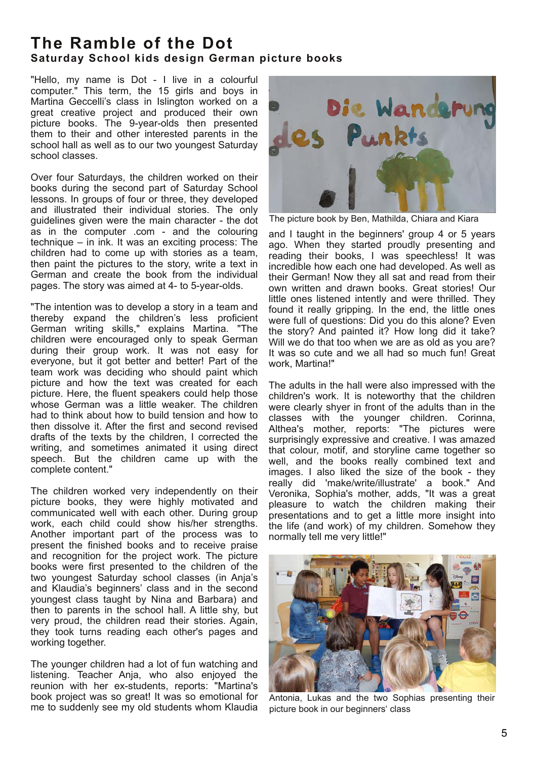# The Ramble of the Dot

**Saturday School kids design German picture books**

"Hello, my name is Dot - I live in a colourful computer." This term, the 15 girls and boys in Martina Geccelli's class in Islington worked on a great creative project and produced their own picture books. The 9-year-olds then presented them to their and other interested parents in the school hall as well as to our two youngest Saturday school classes.

Over four Saturdays, the children worked on their books during the second part of Saturday School lessons. In groups of four or three, they developed and illustrated their individual stories. The only guidelines given were the main character - the dot as in the computer .com - and the colouring technique – in ink. It was an exciting process: The children had to come up with stories as a team, then paint the pictures to the story, write a text in German and create the book from the individual pages. The story was aimed at 4- to 5-year-olds.

"The intention was to develop a story in a team and thereby expand the children's less proficient German writing skills," explains Martina. "The children were encouraged only to speak German during their group work. It was not easy for everyone, but it got better and better! Part of the team work was deciding who should paint which picture and how the text was created for each picture. Here, the fluent speakers could help those whose German was a little weaker. The children had to think about how to build tension and how to then dissolve it. After the first and second revised drafts of the texts by the children, I corrected the writing, and sometimes animated it using direct speech. But the children came up with the complete content."

The children worked very independently on their picture books, they were highly motivated and communicated well with each other. During group work, each child could show his/her strengths. Another important part of the process was to present the finished books and to receive praise and recognition for the project work. The picture books were first presented to the children of the two youngest Saturday school classes (in Anja's and Klaudia's beginners' class and in the second youngest class taught by Nina and Barbara) and then to parents in the school hall. A little shy, but very proud, the children read their stories. Again, they took turns reading each other's pages and working together.

The younger children had a lot of fun watching and listening. Teacher Anja, who also enjoyed the reunion with her ex-students, reports: "Martina's book project was so great! It was so emotional for me to suddenly see my old students whom Klaudia and I taught in the beginners' group 4 or 5 years ago. When they started proudly presenting and reading their books, I was speechless! It was incredible how each one had developed. As well as their German! Now they all sat and read from their own written and drawn books. Great stories! Our little ones listened intently and were thrilled. They found it really gripping. In the end, the little ones were full of questions: Did you do this alone? Even the story? And painted it? How long did it take? Will we do that too when we are as old as you are? It was so cute and we all had so much fun! Great work, Martina!"

The picture book by Ben, Mathilda, Chiara and Kiara

The adults in the hall were also impressed with the children's work. It is noteworthy that the children were clearly shyer in front of the adults than in the classes with the younger children. Corinna, Althea's mother, reports: "The pictures were surprisingly expressive and creative. I was amazed that colour, motif, and storyline came together so well, and the books really combined text and images. I also liked the size of the book - they really did 'make/write/illustrate' a book." And Veronika, Sophia's mother, adds, "It was a great pleasure to watch the children making their presentations and to get a little more insight into the life (and work) of my children. Somehow they normally tell me very little!"

Antonia, Lukas and the two Sophias presenting their picture book in our beginners' class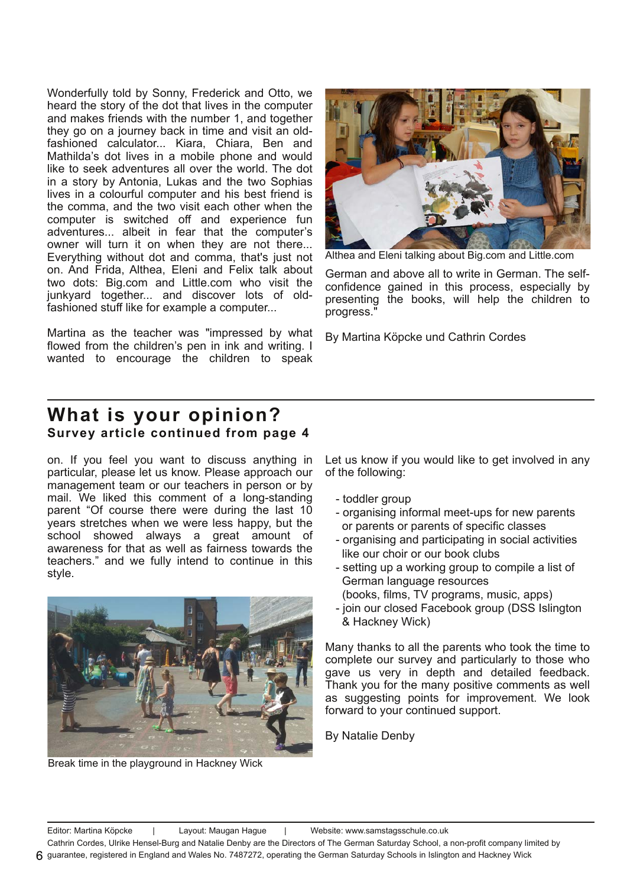Wonderfully told by Sonny, Frederick and Otto, we heard the story of the dot that lives in the computer and makes friends with the number 1, and together they go on a journey back in time and visit an old-fashioned calculator... Kiara, Chiara, Ben and Mathilda's dot lives in a mobile phone and would like to seek adventures all over the world. The dot in a story by Antonia, Lukas and the two Sophias lives in a colourful computer and his best friend is the comma, and the two visit each other when the computer is switched off and experience fun adventures... albeit in fear that the computer's owner will turn it on when they are not there... Everything without dot and comma, that's just not on. And Frida, Althea, Eleni and Felix talk about two dots: Big.com and Little.com who visit the junkyard together... and discover lots of old-fashioned stuff like for example a computer...

Martina as the teacher was "impressed by what flowed from the children's pen in ink and writing. I wanted to encourage the children to speak German and above all to write in German. The self-confidence gained in this process, especially by presenting the books, will help the children to progress."

Althea and Eleni talking about Big.com and Little.com

By Martina Köpcke und Cathrin Cordes

## What is your opinion?

### Survey article continued from page 4

on. If you feel you want to discuss anything in particular, please let us know. Please approach our management team or our teachers in person or by mail. We liked this comment of a long-standing parent "Of course there were during the last 10 years stretches when we were less happy, but the school showed always a great amount of awareness for that as well as fairness towards the teachers." and we fully intend to continue in this style.

Break time in the playground in Hackney Wick

Let us know if you would like to get involved in any of the following:

- toddler group
- organising informal meet-ups for new parents or parents or parents of specific classes
- organising and participating in social activities like our choir or our book clubs
- setting up a working group to compile a list of German language resources (books, films, TV programs, music, apps)
- join our closed Facebook group (DSS Islington & Hackney Wick)

Many thanks to all the parents who took the time to complete our survey and particularly to those who gave us very in depth and detailed feedback. Thank you for the many positive comments as well as suggesting points for improvement. We look forward to your continued support.

By Natalie Denby

Editor: Martina Köpcke | Layout: Maugan Hague | Website: www.samstagsschule.co.uk

Cathrin Cordes, Ulrike Hensel-Burg and Natalie Denby are the Directors of The German Saturday School, a non-profit company limited by guarantee, registered in England and Wales No. 7487272, operating the German Saturday Schools in Islington and Hackney Wick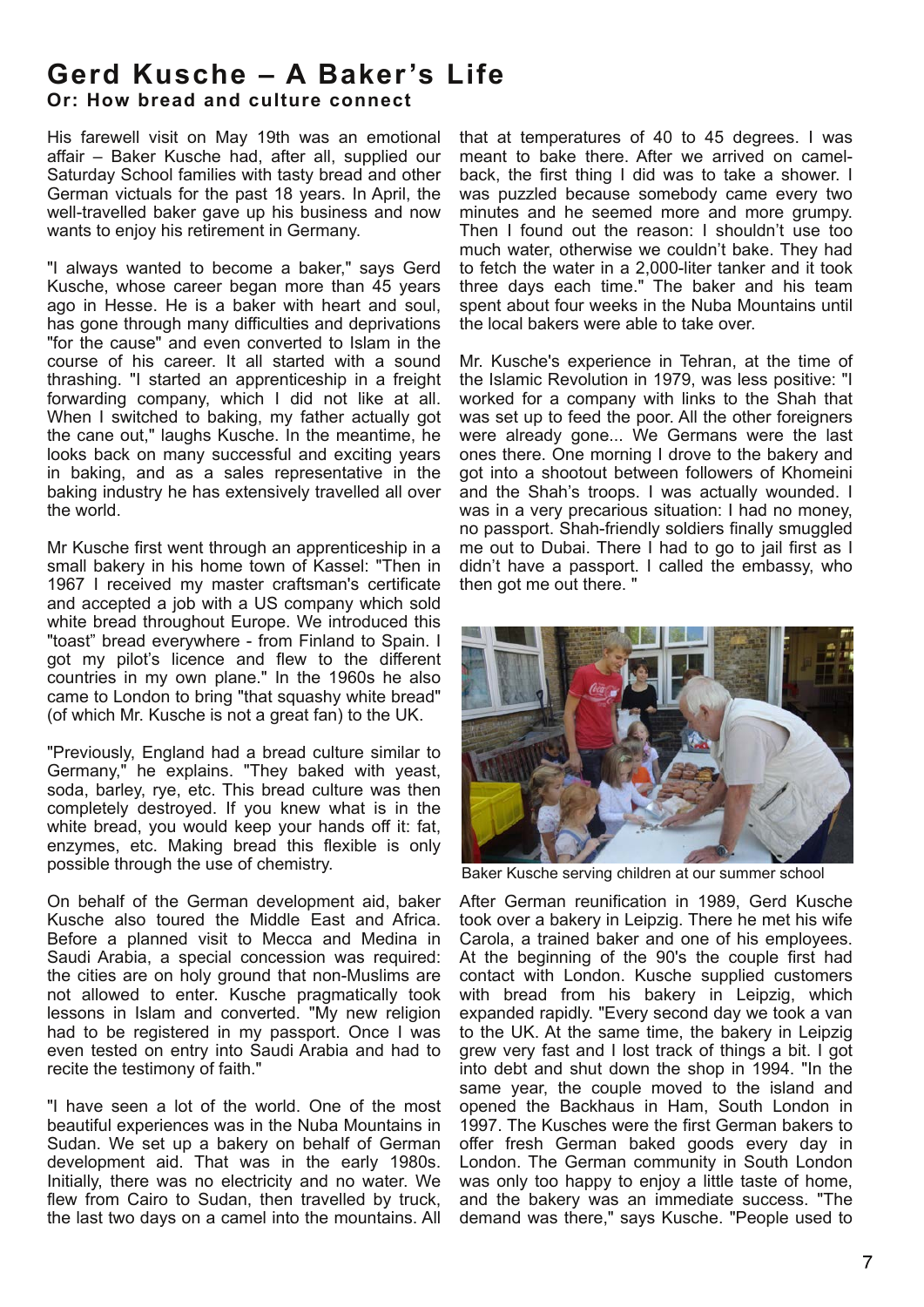# Gerd Kusche – A Baker's Life

### Or: How bread and culture connect

His farewell visit on May 19th was an emotional affair – Baker Kusche had, after all, supplied our Saturday School families with tasty bread and other German victuals for the past 18 years. In April, the well-travelled baker gave up his business and now wants to enjoy his retirement in Germany.

"I always wanted to become a baker," says Gerd Kusche, whose career began more than 45 years ago in Hesse. He is a baker with heart and soul, has gone through many difficulties and deprivations "for the cause" and even converted to Islam in the course of his career. It all started with a sound thrashing. "I started an apprenticeship in a freight forwarding company, which I did not like at all. When I switched to baking, my father actually got the cane out," laughs Kusche. In the meantime, he looks back on many successful and exciting years in baking, and as a sales representative in the baking industry he has extensively travelled all over the world.

Mr Kusche first went through an apprenticeship in a small bakery in his home town of Kassel: "Then in 1967 I received my master craftsman's certificate and accepted a job with a US company which sold white bread throughout Europe. We introduced this "toast" bread everywhere - from Finland to Spain. I got my pilot's licence and flew to the different countries in my own plane." In the 1960s he also came to London to bring "that squashy white bread" (of which Mr. Kusche is not a great fan) to the UK.

"Previously, England had a bread culture similar to Germany," he explains. "They baked with yeast, soda, barley, rye, etc. This bread culture was then completely destroyed. If you knew what is in the white bread, you would keep your hands off it: fat, enzymes, etc. Making bread this flexible is only possible through the use of chemistry.

On behalf of the German development aid, baker Kusche also toured the Middle East and Africa. Before a planned visit to Mecca and Medina in Saudi Arabia, a special concession was required: the cities are on holy ground that non-Muslims are not allowed to enter. Kusche pragmatically took lessons in Islam and converted. "My new religion had to be registered in my passport. Once I was even tested on entry into Saudi Arabia and had to recite the testimony of faith."

"I have seen a lot of the world. One of the most beautiful experiences was in the Nuba Mountains in Sudan. We set up a bakery on behalf of German development aid. That was in the early 1980s. Initially, there was no electricity and no water. We flew from Cairo to Sudan, then travelled by truck, the last two days on a camel into the mountains. All that at temperatures of 40 to 45 degrees. I was meant to bake there. After we arrived on camel-back, the first thing I did was to take a shower. I was puzzled because somebody came every two minutes and he seemed more and more grumpy. Then I found out the reason: I shouldn't use too much water, otherwise we couldn't bake. They had to fetch the water in a 2,000-liter tanker and it took three days each time." The baker and his team spent about four weeks in the Nuba Mountains until the local bakers were able to take over.

Mr. Kusche's experience in Tehran, at the time of the Islamic Revolution in 1979, was less positive: "I worked for a company with links to the Shah that was set up to feed the poor. All the other foreigners were already gone... We Germans were the last ones there. One morning I drove to the bakery and got into a shootout between followers of Khomeini and the Shah's troops. I was actually wounded. I was in a very precarious situation: I had no money, no passport. Shah-friendly soldiers finally smuggled me out to Dubai. There I had to go to jail first as I didn't have a passport. I called the embassy, who then got me out there. "

Baker Kusche serving children at our summer school

After German reunification in 1989, Gerd Kusche took over a bakery in Leipzig. There he met his wife Carola, a trained baker and one of his employees. At the beginning of the 90's the couple first had contact with London. Kusche supplied customers with bread from his bakery in Leipzig, which expanded rapidly. "Every second day we took a van to the UK. At the same time, the bakery in Leipzig grew very fast and I lost track of things a bit. I got into debt and shut down the shop in 1994. "In the same year, the couple moved to the island and opened the Backhaus in Ham, South London in 1997. The Kusches were the first German bakers to offer fresh German baked goods every day in London. The German community in South London was only too happy to enjoy a little taste of home, and the bakery was an immediate success. "The demand was there," says Kusche. "People used to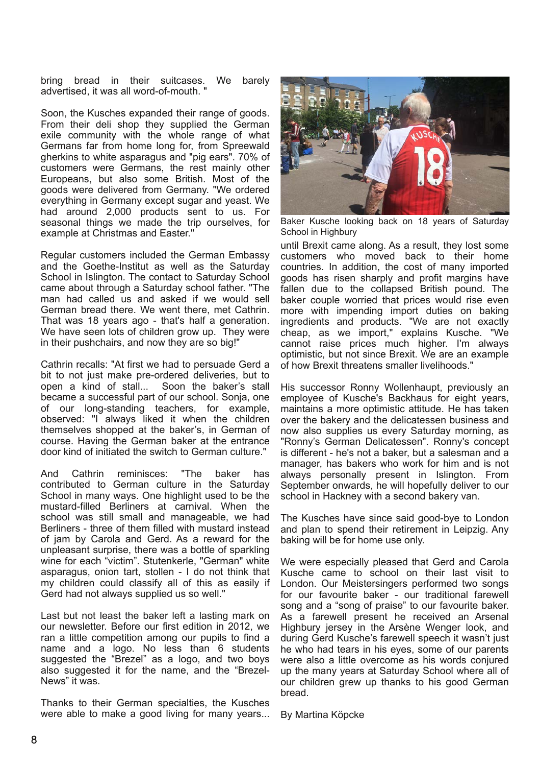bring bread in their suitcases. We barely advertised, it was all word-of-mouth. "

Soon, the Kusches expanded their range of goods. From their deli shop they supplied the German exile community with the whole range of what Germans far from home long for, from Spreewald gherkins to white asparagus and "pig ears". 70% of customers were Germans, the rest mainly other Europeans, but also some British. Most of the goods were delivered from Germany. "We ordered everything in Germany except sugar and yeast. We had around 2,000 products sent to us. For seasonal things we made the trip ourselves, for example at Christmas and Easter."

Regular customers included the German Embassy and the Goethe-Institut as well as the Saturday School in Islington. The contact to Saturday School came about through a Saturday school father. "The man had called us and asked if we would sell German bread there. We went there, met Cathrin. That was 18 years ago - that's half a generation. We have seen lots of children grow up. They were in their pushchairs, and now they are so big!"

Cathrin recalls: "At first we had to persuade Gerd a bit to not just make pre-ordered deliveries, but to open a kind of stall... Soon the baker's stall became a successful part of our school. Sonja, one of our long-standing teachers, for example, observed: "I always liked it when the children themselves shopped at the baker's, in German of course. Having the German baker at the entrance door kind of initiated the switch to German culture."

And Cathrin reminisces: "The baker has contributed to German culture in the Saturday School in many ways. One highlight used to be the mustard-filled Berliners at carnival. When the school was still small and manageable, we had Berliners - three of them filled with mustard instead of jam by Carola and Gerd. As a reward for the unpleasant surprise, there was a bottle of sparkling wine for each "victim". Stutenkerle, "German" white asparagus, onion tart, stollen - I do not think that my children could classify all of this as easily if Gerd had not always supplied us so well."

Last but not least the baker left a lasting mark on our newsletter. Before our first edition in 2012, we ran a little competition among our pupils to find a name and a logo. No less than 6 students suggested the "Brezel" as a logo, and two boys also suggested it for the name, and the "Brezel-News" it was.

Thanks to their German specialties, the Kusches were able to make a good living for many years...

Baker Kusche looking back on 18 years of Saturday School in Highbury

until Brexit came along. As a result, they lost some customers who moved back to their home countries. In addition, the cost of many imported goods has risen sharply and profit margins have fallen due to the collapsed British pound. The baker couple worried that prices would rise even more with impending import duties on baking ingredients and products. "We are not exactly cheap, as we import," explains Kusche. "We cannot raise prices much higher. I'm always optimistic, but not since Brexit. We are an example of how Brexit threatens smaller livelihoods."

His successor Ronny Wollenhaupt, previously an employee of Kusche's Backhaus for eight years, maintains a more optimistic attitude. He has taken over the bakery and the delicatessen business and now also supplies us every Saturday morning, as "Ronny's German Delicatessen". Ronny's concept is different - he's not a baker, but a salesman and a manager, has bakers who work for him and is not always personally present in Islington. From September onwards, he will hopefully deliver to our school in Hackney with a second bakery van.

The Kusches have since said good-bye to London and plan to spend their retirement in Leipzig. Any baking will be for home use only.

We were especially pleased that Gerd and Carola Kusche came to school on their last visit to London. Our Meistersingers performed two songs for our favourite baker - our traditional farewell song and a "song of praise" to our favourite baker. As a farewell present he received an Arsenal Highbury jersey in the Arsène Wenger look, and during Gerd Kusche's farewell speech it wasn't just he who had tears in his eyes, some of our parents were also a little overcome as his words conjured up the many years at Saturday School where all of our children grew up thanks to his good German bread.

By Martina Köpcke